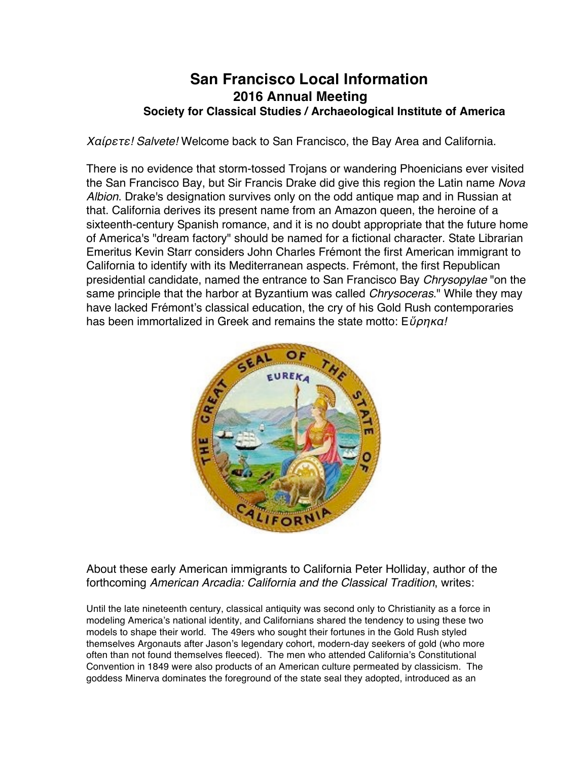# San Francisco Local Information
## 2016 Annual Meeting
### Society for Classical Studies / Archaeological Institute of America

*Χαίρετε! Salvete!* Welcome back to San Francisco, the Bay Area and California.

There is no evidence that storm-tossed Trojans or wandering Phoenicians ever visited the San Francisco Bay, but Sir Francis Drake did give this region the Latin name *Nova Albion*. Drake's designation survives only on the odd antique map and in Russian at that. California derives its present name from an Amazon queen, the heroine of a sixteenth-century Spanish romance, and it is no doubt appropriate that the future home of America's "dream factory" should be named for a fictional character. State Librarian Emeritus Kevin Starr considers John Charles Frémont the first American immigrant to California to identify with its Mediterranean aspects. Frémont, the first Republican presidential candidate, named the entrance to San Francisco Bay *Chrysopylae* "on the same principle that the harbor at Byzantium was called *Chrysoceras*." While they may have lacked Frémont's classical education, the cry of his Gold Rush contemporaries has been immortalized in Greek and remains the state motto: Ε*ὕρηκα!*

About these early American immigrants to California Peter Holliday, author of the forthcoming *American Arcadia: California and the Classical Tradition*, writes:

Until the late nineteenth century, classical antiquity was second only to Christianity as a force in modeling America's national identity, and Californians shared the tendency to using these two models to shape their world. The 49ers who sought their fortunes in the Gold Rush styled themselves Argonauts after Jason's legendary cohort, modern-day seekers of gold (who more often than not found themselves fleeced). The men who attended California's Constitutional Convention in 1849 were also products of an American culture permeated by classicism. The goddess Minerva dominates the foreground of the state seal they adopted, introduced as an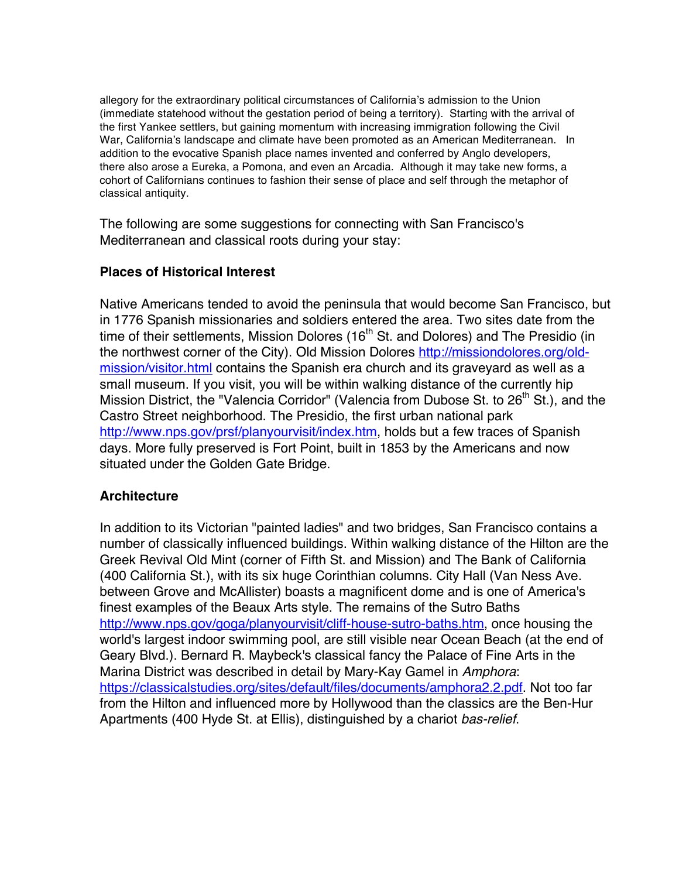allegory for the extraordinary political circumstances of California's admission to the Union (immediate statehood without the gestation period of being a territory). Starting with the arrival of the first Yankee settlers, but gaining momentum with increasing immigration following the Civil War, California's landscape and climate have been promoted as an American Mediterranean. In addition to the evocative Spanish place names invented and conferred by Anglo developers, there also arose a Eureka, a Pomona, and even an Arcadia. Although it may take new forms, a cohort of Californians continues to fashion their sense of place and self through the metaphor of classical antiquity.

The following are some suggestions for connecting with San Francisco's Mediterranean and classical roots during your stay:

### Places of Historical Interest

Native Americans tended to avoid the peninsula that would become San Francisco, but in 1776 Spanish missionaries and soldiers entered the area. Two sites date from the time of their settlements, Mission Dolores (16th St. and Dolores) and The Presidio (in the northwest corner of the City). Old Mission Dolores http://missiondolores.org/old-mission/visitor.html contains the Spanish era church and its graveyard as well as a small museum. If you visit, you will be within walking distance of the currently hip Mission District, the "Valencia Corridor" (Valencia from Dubose St. to 26th St.), and the Castro Street neighborhood. The Presidio, the first urban national park http://www.nps.gov/prsf/planyourvisit/index.htm, holds but a few traces of Spanish days. More fully preserved is Fort Point, built in 1853 by the Americans and now situated under the Golden Gate Bridge.

### Architecture

In addition to its Victorian "painted ladies" and two bridges, San Francisco contains a number of classically influenced buildings. Within walking distance of the Hilton are the Greek Revival Old Mint (corner of Fifth St. and Mission) and The Bank of California (400 California St.), with its six huge Corinthian columns. City Hall (Van Ness Ave. between Grove and McAllister) boasts a magnificent dome and is one of America's finest examples of the Beaux Arts style. The remains of the Sutro Baths http://www.nps.gov/goga/planyourvisit/cliff-house-sutro-baths.htm, once housing the world's largest indoor swimming pool, are still visible near Ocean Beach (at the end of Geary Blvd.). Bernard R. Maybeck's classical fancy the Palace of Fine Arts in the Marina District was described in detail by Mary-Kay Gamel in *Amphora*: https://classicalstudies.org/sites/default/files/documents/amphora2.2.pdf. Not too far from the Hilton and influenced more by Hollywood than the classics are the Ben-Hur Apartments (400 Hyde St. at Ellis), distinguished by a chariot *bas-relief*.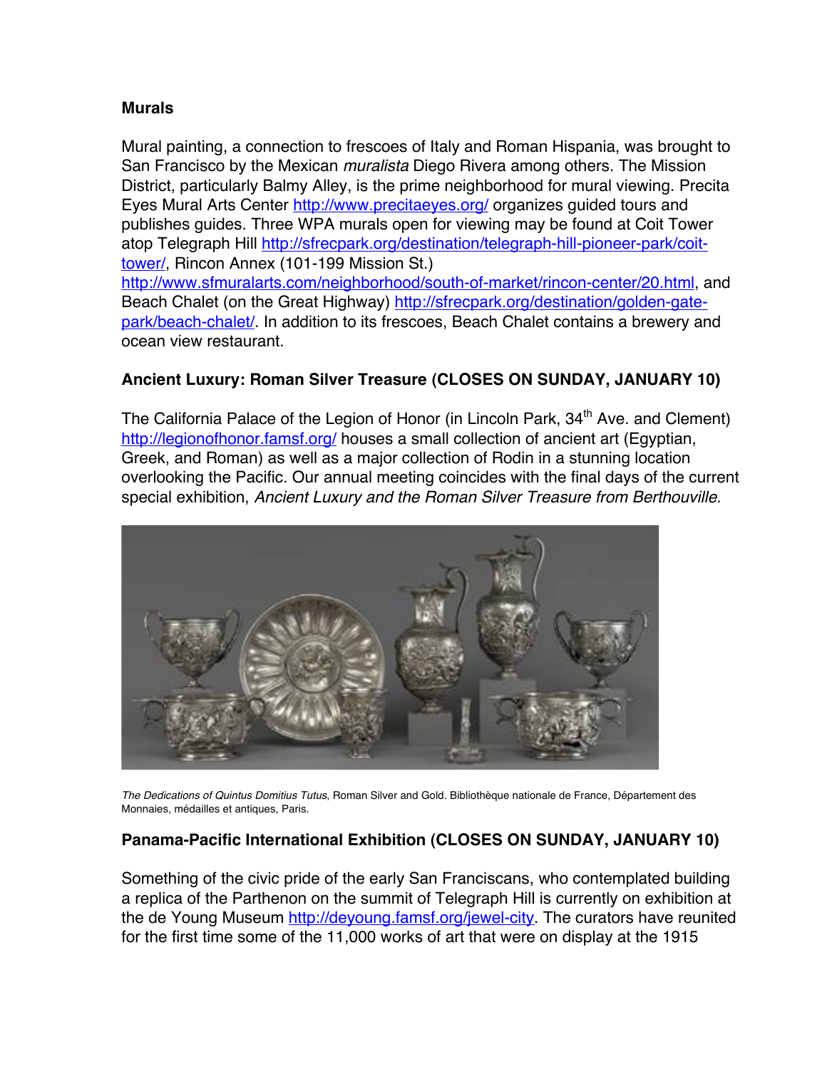**Murals**

Mural painting, a connection to frescoes of Italy and Roman Hispania, was brought to San Francisco by the Mexican *muralista* Diego Rivera among others. The Mission District, particularly Balmy Alley, is the prime neighborhood for mural viewing. Precita Eyes Mural Arts Center http://www.precitaeyes.org/ organizes guided tours and publishes guides. Three WPA murals open for viewing may be found at Coit Tower atop Telegraph Hill http://sfrecpark.org/destination/telegraph-hill-pioneer-park/coit-tower/, Rincon Annex (101-199 Mission St.) http://www.sfmuralarts.com/neighborhood/south-of-market/rincon-center/20.html, and Beach Chalet (on the Great Highway) http://sfrecpark.org/destination/golden-gate-park/beach-chalet/. In addition to its frescoes, Beach Chalet contains a brewery and ocean view restaurant.

**Ancient Luxury: Roman Silver Treasure (CLOSES ON SUNDAY, JANUARY 10)**

The California Palace of the Legion of Honor (in Lincoln Park, 34th Ave. and Clement) http://legionofhonor.famsf.org/ houses a small collection of ancient art (Egyptian, Greek, and Roman) as well as a major collection of Rodin in a stunning location overlooking the Pacific. Our annual meeting coincides with the final days of the current special exhibition, *Ancient Luxury and the Roman Silver Treasure from Berthouville*.

*The Dedications of Quintus Domitius Tutus*, Roman Silver and Gold. Bibliothèque nationale de France, Département des Monnaies, médailles et antiques, Paris.

**Panama-Pacific International Exhibition (CLOSES ON SUNDAY, JANUARY 10)**

Something of the civic pride of the early San Franciscans, who contemplated building a replica of the Parthenon on the summit of Telegraph Hill is currently on exhibition at the de Young Museum http://deyoung.famsf.org/jewel-city. The curators have reunited for the first time some of the 11,000 works of art that were on display at the 1915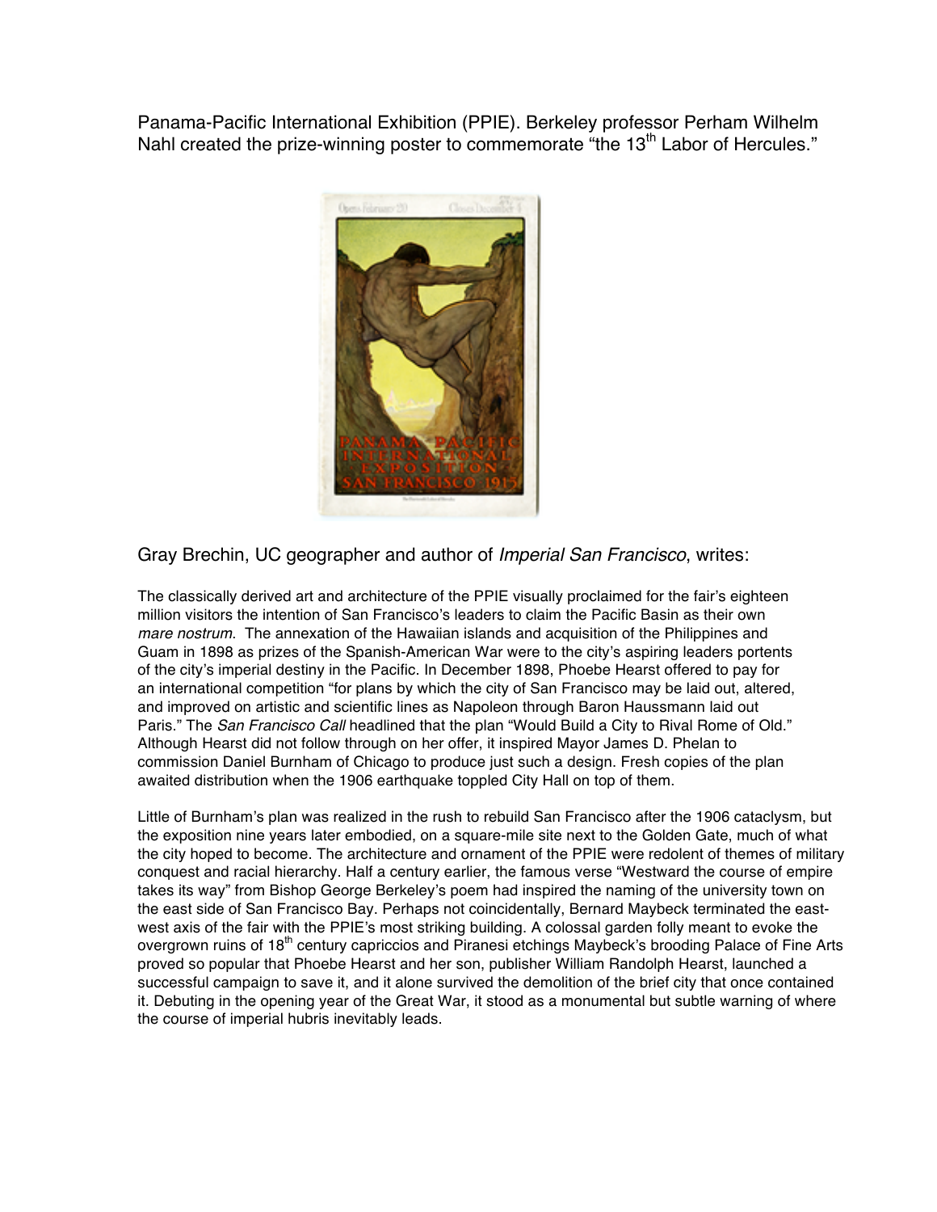Panama-Pacific International Exhibition (PPIE). Berkeley professor Perham Wilhelm Nahl created the prize-winning poster to commemorate "the 13th Labor of Hercules."

Gray Brechin, UC geographer and author of *Imperial San Francisco*, writes:

The classically derived art and architecture of the PPIE visually proclaimed for the fair's eighteen million visitors the intention of San Francisco's leaders to claim the Pacific Basin as their own *mare nostrum*. The annexation of the Hawaiian islands and acquisition of the Philippines and Guam in 1898 as prizes of the Spanish-American War were to the city's aspiring leaders portents of the city's imperial destiny in the Pacific. In December 1898, Phoebe Hearst offered to pay for an international competition "for plans by which the city of San Francisco may be laid out, altered, and improved on artistic and scientific lines as Napoleon through Baron Haussmann laid out Paris." The *San Francisco Call* headlined that the plan "Would Build a City to Rival Rome of Old." Although Hearst did not follow through on her offer, it inspired Mayor James D. Phelan to commission Daniel Burnham of Chicago to produce just such a design. Fresh copies of the plan awaited distribution when the 1906 earthquake toppled City Hall on top of them.

Little of Burnham's plan was realized in the rush to rebuild San Francisco after the 1906 cataclysm, but the exposition nine years later embodied, on a square-mile site next to the Golden Gate, much of what the city hoped to become. The architecture and ornament of the PPIE were redolent of themes of military conquest and racial hierarchy. Half a century earlier, the famous verse "Westward the course of empire takes its way" from Bishop George Berkeley's poem had inspired the naming of the university town on the east side of San Francisco Bay. Perhaps not coincidentally, Bernard Maybeck terminated the east-west axis of the fair with the PPIE's most striking building. A colossal garden folly meant to evoke the overgrown ruins of 18th century capriccios and Piranesi etchings Maybeck's brooding Palace of Fine Arts proved so popular that Phoebe Hearst and her son, publisher William Randolph Hearst, launched a successful campaign to save it, and it alone survived the demolition of the brief city that once contained it. Debuting in the opening year of the Great War, it stood as a monumental but subtle warning of where the course of imperial hubris inevitably leads.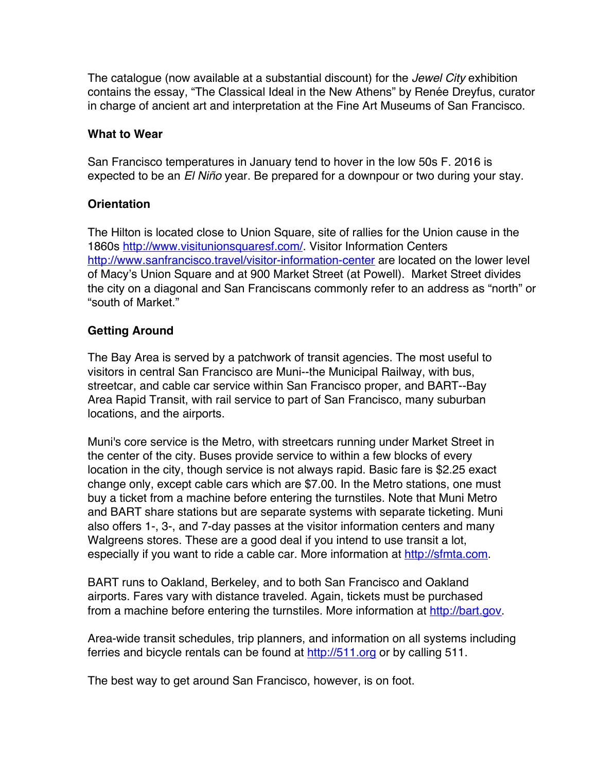The catalogue (now available at a substantial discount) for the *Jewel City* exhibition contains the essay, "The Classical Ideal in the New Athens" by Renée Dreyfus, curator in charge of ancient art and interpretation at the Fine Art Museums of San Francisco.

**What to Wear**

San Francisco temperatures in January tend to hover in the low 50s F. 2016 is expected to be an *El Niño* year. Be prepared for a downpour or two during your stay.

**Orientation**

The Hilton is located close to Union Square, site of rallies for the Union cause in the 1860s http://www.visitunionsquaresf.com/. Visitor Information Centers http://www.sanfrancisco.travel/visitor-information-center are located on the lower level of Macy's Union Square and at 900 Market Street (at Powell). Market Street divides the city on a diagonal and San Franciscans commonly refer to an address as "north" or "south of Market."

**Getting Around**

The Bay Area is served by a patchwork of transit agencies. The most useful to visitors in central San Francisco are Muni--the Municipal Railway, with bus, streetcar, and cable car service within San Francisco proper, and BART--Bay Area Rapid Transit, with rail service to part of San Francisco, many suburban locations, and the airports.

Muni's core service is the Metro, with streetcars running under Market Street in the center of the city. Buses provide service to within a few blocks of every location in the city, though service is not always rapid. Basic fare is $2.25 exact change only, except cable cars which are $7.00. In the Metro stations, one must buy a ticket from a machine before entering the turnstiles. Note that Muni Metro and BART share stations but are separate systems with separate ticketing. Muni also offers 1-, 3-, and 7-day passes at the visitor information centers and many Walgreens stores. These are a good deal if you intend to use transit a lot, especially if you want to ride a cable car. More information at http://sfmta.com.

BART runs to Oakland, Berkeley, and to both San Francisco and Oakland airports. Fares vary with distance traveled. Again, tickets must be purchased from a machine before entering the turnstiles. More information at http://bart.gov.

Area-wide transit schedules, trip planners, and information on all systems including ferries and bicycle rentals can be found at http://511.org or by calling 511.

The best way to get around San Francisco, however, is on foot.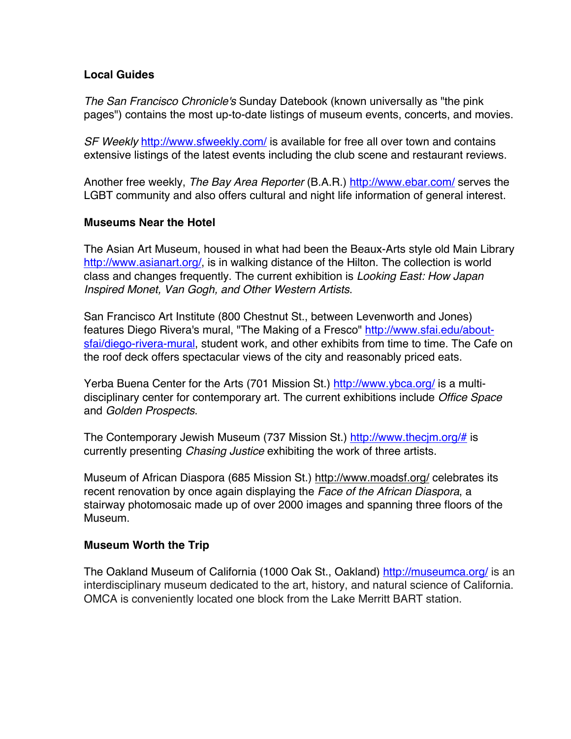### Local Guides

*The San Francisco Chronicle's* Sunday Datebook (known universally as "the pink pages") contains the most up-to-date listings of museum events, concerts, and movies.

*SF Weekly* http://www.sfweekly.com/ is available for free all over town and contains extensive listings of the latest events including the club scene and restaurant reviews.

Another free weekly, *The Bay Area Reporter* (B.A.R.) http://www.ebar.com/ serves the LGBT community and also offers cultural and night life information of general interest.

### Museums Near the Hotel

The Asian Art Museum, housed in what had been the Beaux-Arts style old Main Library http://www.asianart.org/, is in walking distance of the Hilton. The collection is world class and changes frequently. The current exhibition is *Looking East: How Japan Inspired Monet, Van Gogh, and Other Western Artists*.

San Francisco Art Institute (800 Chestnut St., between Levenworth and Jones) features Diego Rivera's mural, "The Making of a Fresco" http://www.sfai.edu/about-sfai/diego-rivera-mural, student work, and other exhibits from time to time. The Cafe on the roof deck offers spectacular views of the city and reasonably priced eats.

Yerba Buena Center for the Arts (701 Mission St.) http://www.ybca.org/ is a multi-disciplinary center for contemporary art. The current exhibitions include *Office Space* and *Golden Prospects*.

The Contemporary Jewish Museum (737 Mission St.) http://www.thecjm.org/# is currently presenting *Chasing Justice* exhibiting the work of three artists.

Museum of African Diaspora (685 Mission St.) http://www.moadsf.org/ celebrates its recent renovation by once again displaying the *Face of the African Diaspora*, a stairway photomosaic made up of over 2000 images and spanning three floors of the Museum.

### Museum Worth the Trip

The Oakland Museum of California (1000 Oak St., Oakland) http://museumca.org/ is an interdisciplinary museum dedicated to the art, history, and natural science of California. OMCA is conveniently located one block from the Lake Merritt BART station.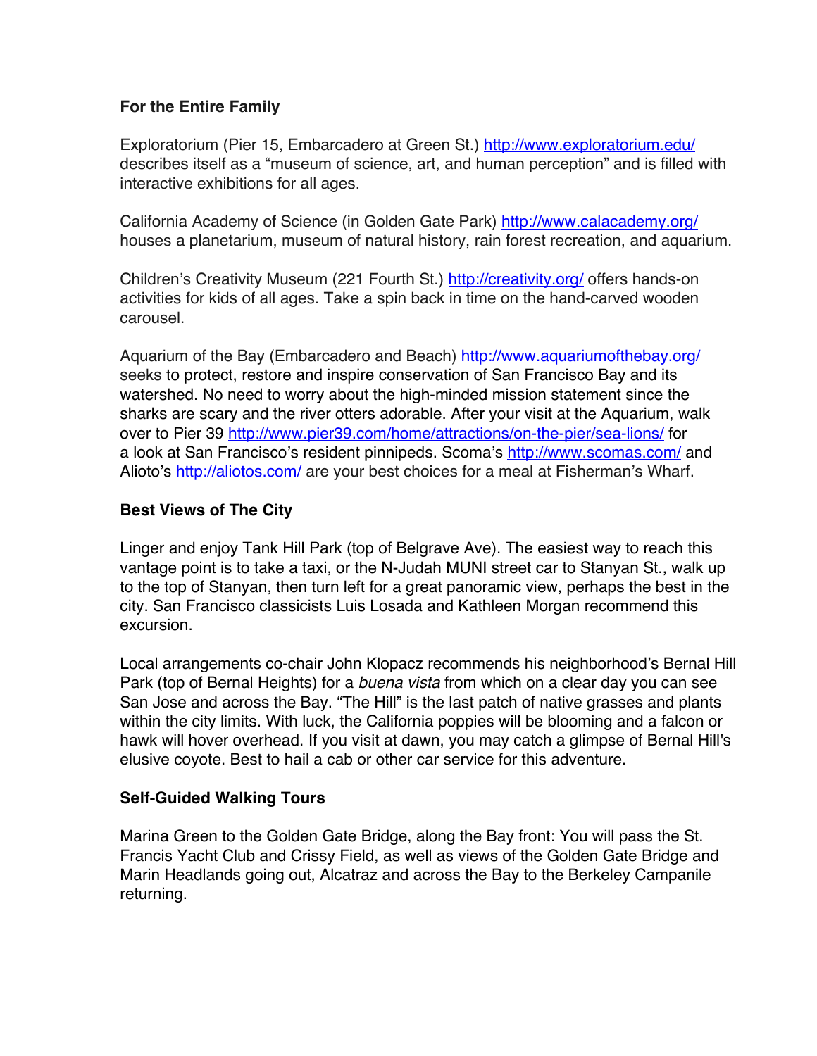**For the Entire Family**

Exploratorium (Pier 15, Embarcadero at Green St.) http://www.exploratorium.edu/ describes itself as a "museum of science, art, and human perception" and is filled with interactive exhibitions for all ages.

California Academy of Science (in Golden Gate Park) http://www.calacademy.org/ houses a planetarium, museum of natural history, rain forest recreation, and aquarium.

Children's Creativity Museum (221 Fourth St.) http://creativity.org/ offers hands-on activities for kids of all ages. Take a spin back in time on the hand-carved wooden carousel.

Aquarium of the Bay (Embarcadero and Beach) http://www.aquariumofthebay.org/ seeks to protect, restore and inspire conservation of San Francisco Bay and its watershed. No need to worry about the high-minded mission statement since the sharks are scary and the river otters adorable. After your visit at the Aquarium, walk over to Pier 39 http://www.pier39.com/home/attractions/on-the-pier/sea-lions/ for a look at San Francisco's resident pinnipeds. Scoma's http://www.scomas.com/ and Alioto's http://aliotos.com/ are your best choices for a meal at Fisherman's Wharf.

**Best Views of The City**

Linger and enjoy Tank Hill Park (top of Belgrave Ave). The easiest way to reach this vantage point is to take a taxi, or the N-Judah MUNI street car to Stanyan St., walk up to the top of Stanyan, then turn left for a great panoramic view, perhaps the best in the city. San Francisco classicists Luis Losada and Kathleen Morgan recommend this excursion.

Local arrangements co-chair John Klopacz recommends his neighborhood's Bernal Hill Park (top of Bernal Heights) for a *buena vista* from which on a clear day you can see San Jose and across the Bay. "The Hill" is the last patch of native grasses and plants within the city limits. With luck, the California poppies will be blooming and a falcon or hawk will hover overhead. If you visit at dawn, you may catch a glimpse of Bernal Hill's elusive coyote. Best to hail a cab or other car service for this adventure.

**Self-Guided Walking Tours**

Marina Green to the Golden Gate Bridge, along the Bay front: You will pass the St. Francis Yacht Club and Crissy Field, as well as views of the Golden Gate Bridge and Marin Headlands going out, Alcatraz and across the Bay to the Berkeley Campanile returning.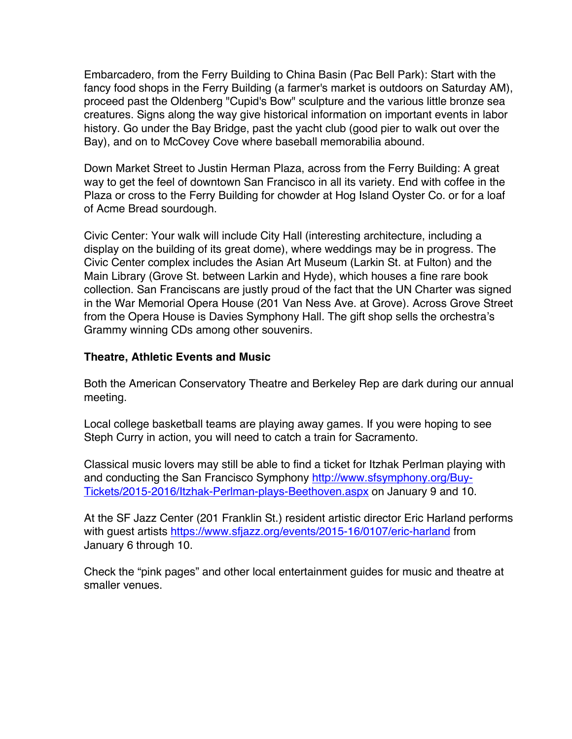Embarcadero, from the Ferry Building to China Basin (Pac Bell Park): Start with the fancy food shops in the Ferry Building (a farmer's market is outdoors on Saturday AM), proceed past the Oldenberg "Cupid's Bow" sculpture and the various little bronze sea creatures. Signs along the way give historical information on important events in labor history. Go under the Bay Bridge, past the yacht club (good pier to walk out over the Bay), and on to McCovey Cove where baseball memorabilia abound.

Down Market Street to Justin Herman Plaza, across from the Ferry Building: A great way to get the feel of downtown San Francisco in all its variety. End with coffee in the Plaza or cross to the Ferry Building for chowder at Hog Island Oyster Co. or for a loaf of Acme Bread sourdough.

Civic Center: Your walk will include City Hall (interesting architecture, including a display on the building of its great dome), where weddings may be in progress. The Civic Center complex includes the Asian Art Museum (Larkin St. at Fulton) and the Main Library (Grove St. between Larkin and Hyde), which houses a fine rare book collection. San Franciscans are justly proud of the fact that the UN Charter was signed in the War Memorial Opera House (201 Van Ness Ave. at Grove). Across Grove Street from the Opera House is Davies Symphony Hall. The gift shop sells the orchestra's Grammy winning CDs among other souvenirs.

**Theatre, Athletic Events and Music**

Both the American Conservatory Theatre and Berkeley Rep are dark during our annual meeting.

Local college basketball teams are playing away games. If you were hoping to see Steph Curry in action, you will need to catch a train for Sacramento.

Classical music lovers may still be able to find a ticket for Itzhak Perlman playing with and conducting the San Francisco Symphony http://www.sfsymphony.org/Buy-Tickets/2015-2016/Itzhak-Perlman-plays-Beethoven.aspx on January 9 and 10.

At the SF Jazz Center (201 Franklin St.) resident artistic director Eric Harland performs with guest artists https://www.sfjazz.org/events/2015-16/0107/eric-harland from January 6 through 10.

Check the "pink pages" and other local entertainment guides for music and theatre at smaller venues.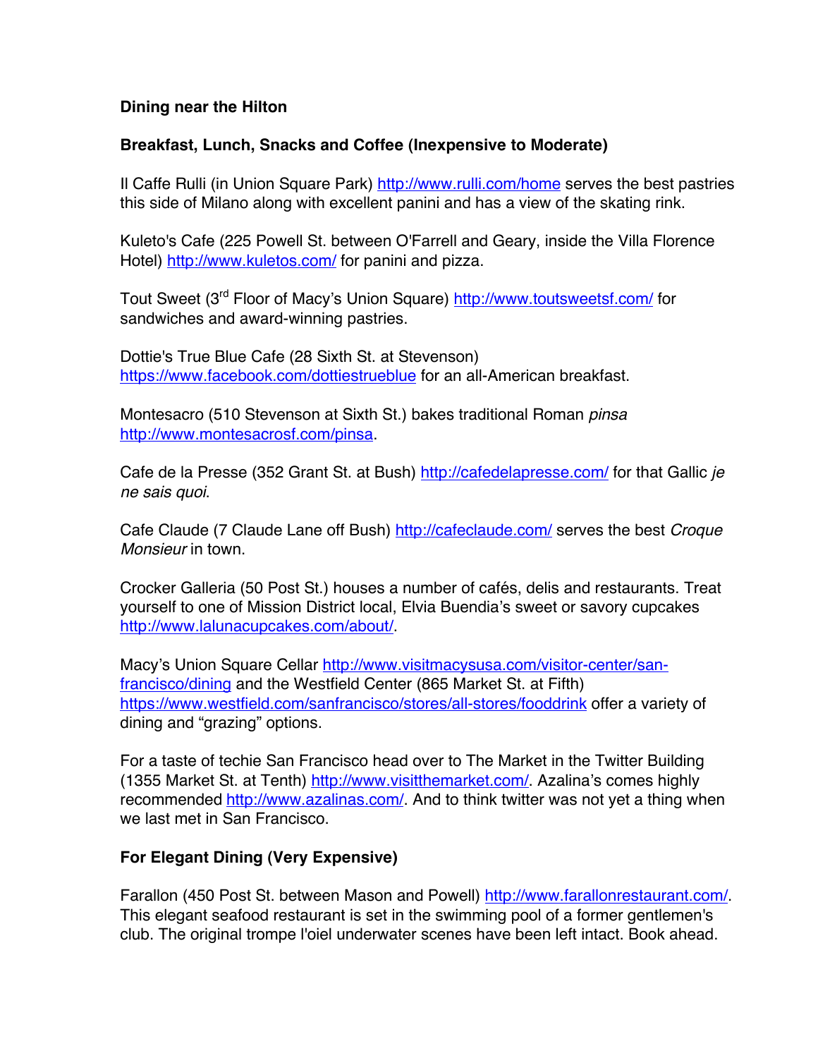**Dining near the Hilton**

**Breakfast, Lunch, Snacks and Coffee (Inexpensive to Moderate)**

Il Caffe Rulli (in Union Square Park) http://www.rulli.com/home serves the best pastries this side of Milano along with excellent panini and has a view of the skating rink.

Kuleto's Cafe (225 Powell St. between O'Farrell and Geary, inside the Villa Florence Hotel) http://www.kuletos.com/ for panini and pizza.

Tout Sweet (3rd Floor of Macy's Union Square) http://www.toutsweetsf.com/ for sandwiches and award-winning pastries.

Dottie's True Blue Cafe (28 Sixth St. at Stevenson) https://www.facebook.com/dottiestrueblue for an all-American breakfast.

Montesacro (510 Stevenson at Sixth St.) bakes traditional Roman *pinsa* http://www.montesacrosf.com/pinsa.

Cafe de la Presse (352 Grant St. at Bush) http://cafedelapresse.com/ for that Gallic *je ne sais quoi*.

Cafe Claude (7 Claude Lane off Bush) http://cafeclaude.com/ serves the best *Croque Monsieur* in town.

Crocker Galleria (50 Post St.) houses a number of cafés, delis and restaurants. Treat yourself to one of Mission District local, Elvia Buendia's sweet or savory cupcakes http://www.lalunacupcakes.com/about/.

Macy's Union Square Cellar http://www.visitmacysusa.com/visitor-center/san-francisco/dining and the Westfield Center (865 Market St. at Fifth) https://www.westfield.com/sanfrancisco/stores/all-stores/fooddrink offer a variety of dining and "grazing" options.

For a taste of techie San Francisco head over to The Market in the Twitter Building (1355 Market St. at Tenth) http://www.visitthemarket.com/. Azalina's comes highly recommended http://www.azalinas.com/. And to think twitter was not yet a thing when we last met in San Francisco.

**For Elegant Dining (Very Expensive)**

Farallon (450 Post St. between Mason and Powell) http://www.farallonrestaurant.com/. This elegant seafood restaurant is set in the swimming pool of a former gentlemen's club. The original trompe l'oiel underwater scenes have been left intact. Book ahead.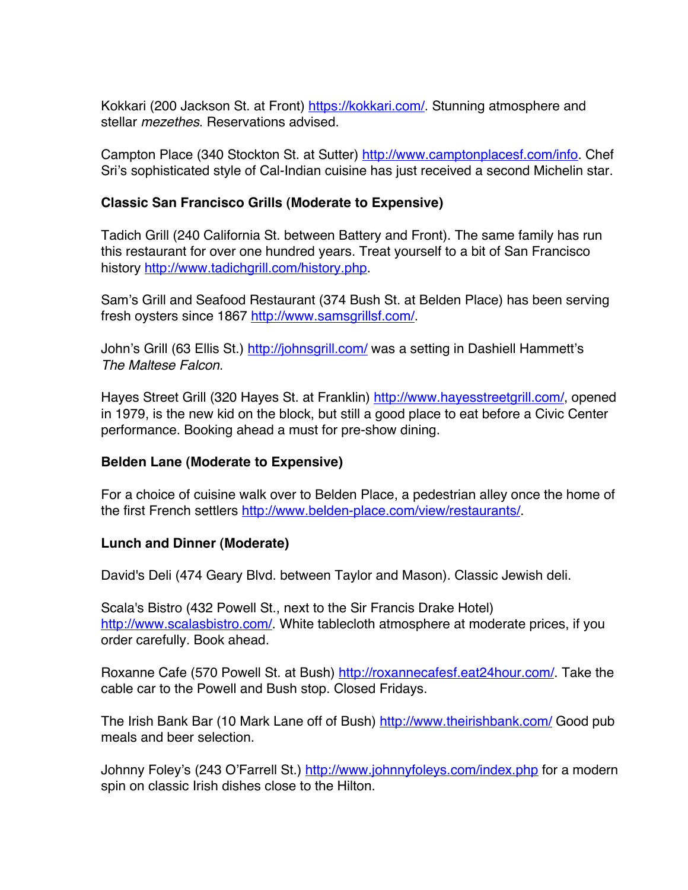Kokkari (200 Jackson St. at Front) https://kokkari.com/. Stunning atmosphere and stellar *mezethes*. Reservations advised.

Campton Place (340 Stockton St. at Sutter) http://www.camptonplacesf.com/info. Chef Sri's sophisticated style of Cal-Indian cuisine has just received a second Michelin star.

**Classic San Francisco Grills (Moderate to Expensive)**

Tadich Grill (240 California St. between Battery and Front). The same family has run this restaurant for over one hundred years. Treat yourself to a bit of San Francisco history http://www.tadichgrill.com/history.php.

Sam's Grill and Seafood Restaurant (374 Bush St. at Belden Place) has been serving fresh oysters since 1867 http://www.samsgrillsf.com/.

John's Grill (63 Ellis St.) http://johnsgrill.com/ was a setting in Dashiell Hammett's *The Maltese Falcon*.

Hayes Street Grill (320 Hayes St. at Franklin) http://www.hayesstreetgrill.com/, opened in 1979, is the new kid on the block, but still a good place to eat before a Civic Center performance. Booking ahead a must for pre-show dining.

**Belden Lane (Moderate to Expensive)**

For a choice of cuisine walk over to Belden Place, a pedestrian alley once the home of the first French settlers http://www.belden-place.com/view/restaurants/.

**Lunch and Dinner (Moderate)**

David's Deli (474 Geary Blvd. between Taylor and Mason). Classic Jewish deli.

Scala's Bistro (432 Powell St., next to the Sir Francis Drake Hotel) http://www.scalasbistro.com/. White tablecloth atmosphere at moderate prices, if you order carefully. Book ahead.

Roxanne Cafe (570 Powell St. at Bush) http://roxannecafesf.eat24hour.com/. Take the cable car to the Powell and Bush stop. Closed Fridays.

The Irish Bank Bar (10 Mark Lane off of Bush) http://www.theirishbank.com/ Good pub meals and beer selection.

Johnny Foley's (243 O'Farrell St.) http://www.johnnyfoleys.com/index.php for a modern spin on classic Irish dishes close to the Hilton.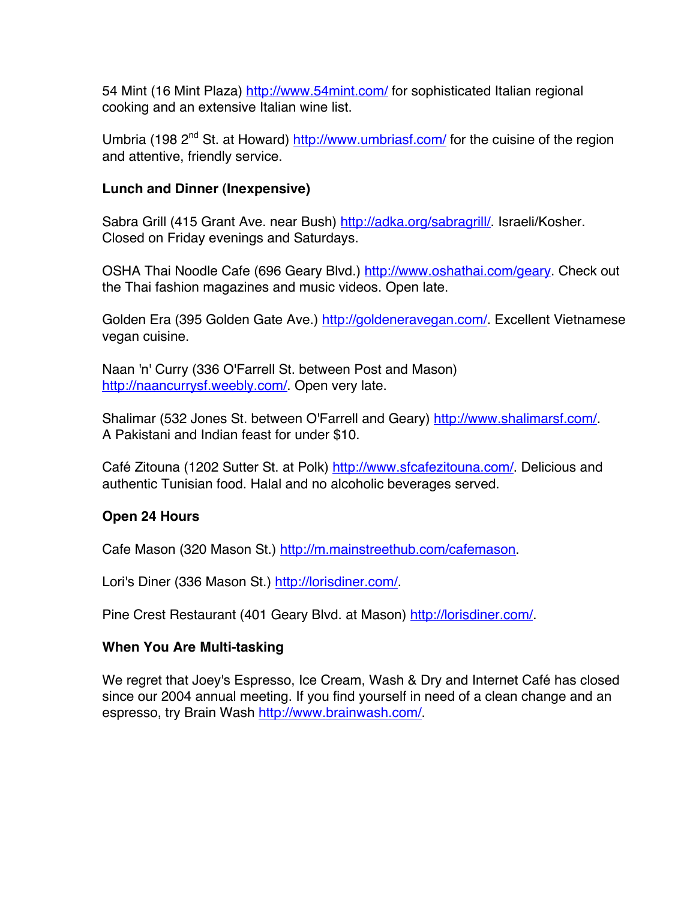54 Mint (16 Mint Plaza) http://www.54mint.com/ for sophisticated Italian regional cooking and an extensive Italian wine list.

Umbria (198 2nd St. at Howard) http://www.umbriasf.com/ for the cuisine of the region and attentive, friendly service.

**Lunch and Dinner (Inexpensive)**

Sabra Grill (415 Grant Ave. near Bush) http://adka.org/sabragrill/. Israeli/Kosher. Closed on Friday evenings and Saturdays.

OSHA Thai Noodle Cafe (696 Geary Blvd.) http://www.oshathai.com/geary. Check out the Thai fashion magazines and music videos. Open late.

Golden Era (395 Golden Gate Ave.) http://goldeneravegan.com/. Excellent Vietnamese vegan cuisine.

Naan 'n' Curry (336 O'Farrell St. between Post and Mason) http://naancurrysf.weebly.com/. Open very late.

Shalimar (532 Jones St. between O'Farrell and Geary) http://www.shalimarsf.com/. A Pakistani and Indian feast for under $10.

Café Zitouna (1202 Sutter St. at Polk) http://www.sfcafezitouna.com/. Delicious and authentic Tunisian food. Halal and no alcoholic beverages served.

**Open 24 Hours**

Cafe Mason (320 Mason St.) http://m.mainstreethub.com/cafemason.

Lori's Diner (336 Mason St.) http://lorisdiner.com/.

Pine Crest Restaurant (401 Geary Blvd. at Mason) http://lorisdiner.com/.

**When You Are Multi-tasking**

We regret that Joey's Espresso, Ice Cream, Wash & Dry and Internet Café has closed since our 2004 annual meeting. If you find yourself in need of a clean change and an espresso, try Brain Wash http://www.brainwash.com/.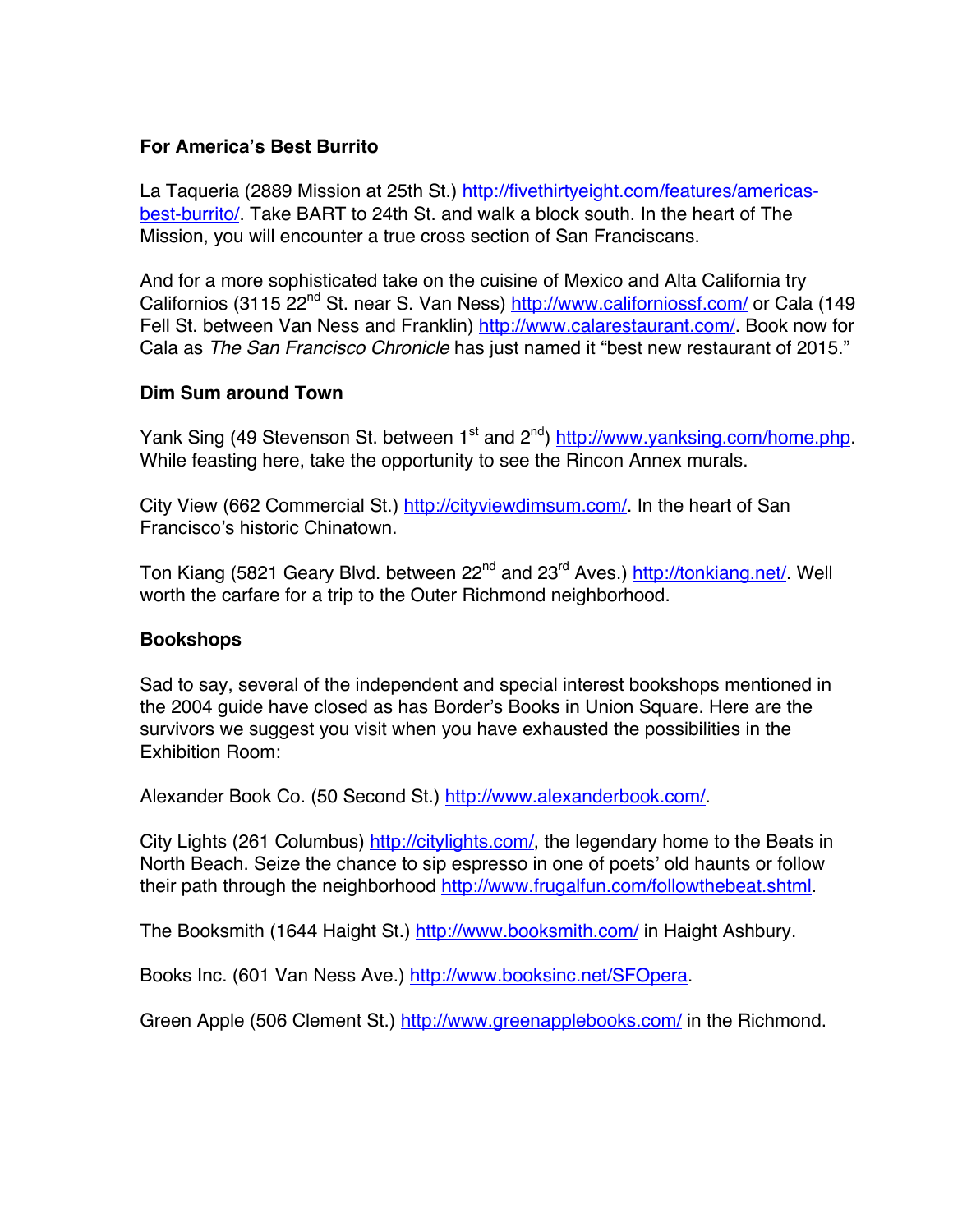**For America's Best Burrito**

La Taqueria (2889 Mission at 25th St.) http://fivethirtyeight.com/features/americas-best-burrito/. Take BART to 24th St. and walk a block south. In the heart of The Mission, you will encounter a true cross section of San Franciscans.

And for a more sophisticated take on the cuisine of Mexico and Alta California try Californios (3115 22nd St. near S. Van Ness) http://www.californiossf.com/ or Cala (149 Fell St. between Van Ness and Franklin) http://www.calarestaurant.com/. Book now for Cala as *The San Francisco Chronicle* has just named it "best new restaurant of 2015."

**Dim Sum around Town**

Yank Sing (49 Stevenson St. between 1st and 2nd) http://www.yanksing.com/home.php. While feasting here, take the opportunity to see the Rincon Annex murals.

City View (662 Commercial St.) http://cityviewdimsum.com/. In the heart of San Francisco's historic Chinatown.

Ton Kiang (5821 Geary Blvd. between 22nd and 23rd Aves.) http://tonkiang.net/. Well worth the carfare for a trip to the Outer Richmond neighborhood.

**Bookshops**

Sad to say, several of the independent and special interest bookshops mentioned in the 2004 guide have closed as has Border's Books in Union Square. Here are the survivors we suggest you visit when you have exhausted the possibilities in the Exhibition Room:

Alexander Book Co. (50 Second St.) http://www.alexanderbook.com/.

City Lights (261 Columbus) http://citylights.com/, the legendary home to the Beats in North Beach. Seize the chance to sip espresso in one of poets' old haunts or follow their path through the neighborhood http://www.frugalfun.com/followthebeat.shtml.

The Booksmith (1644 Haight St.) http://www.booksmith.com/ in Haight Ashbury.

Books Inc. (601 Van Ness Ave.) http://www.booksinc.net/SFOpera.

Green Apple (506 Clement St.) http://www.greenapplebooks.com/ in the Richmond.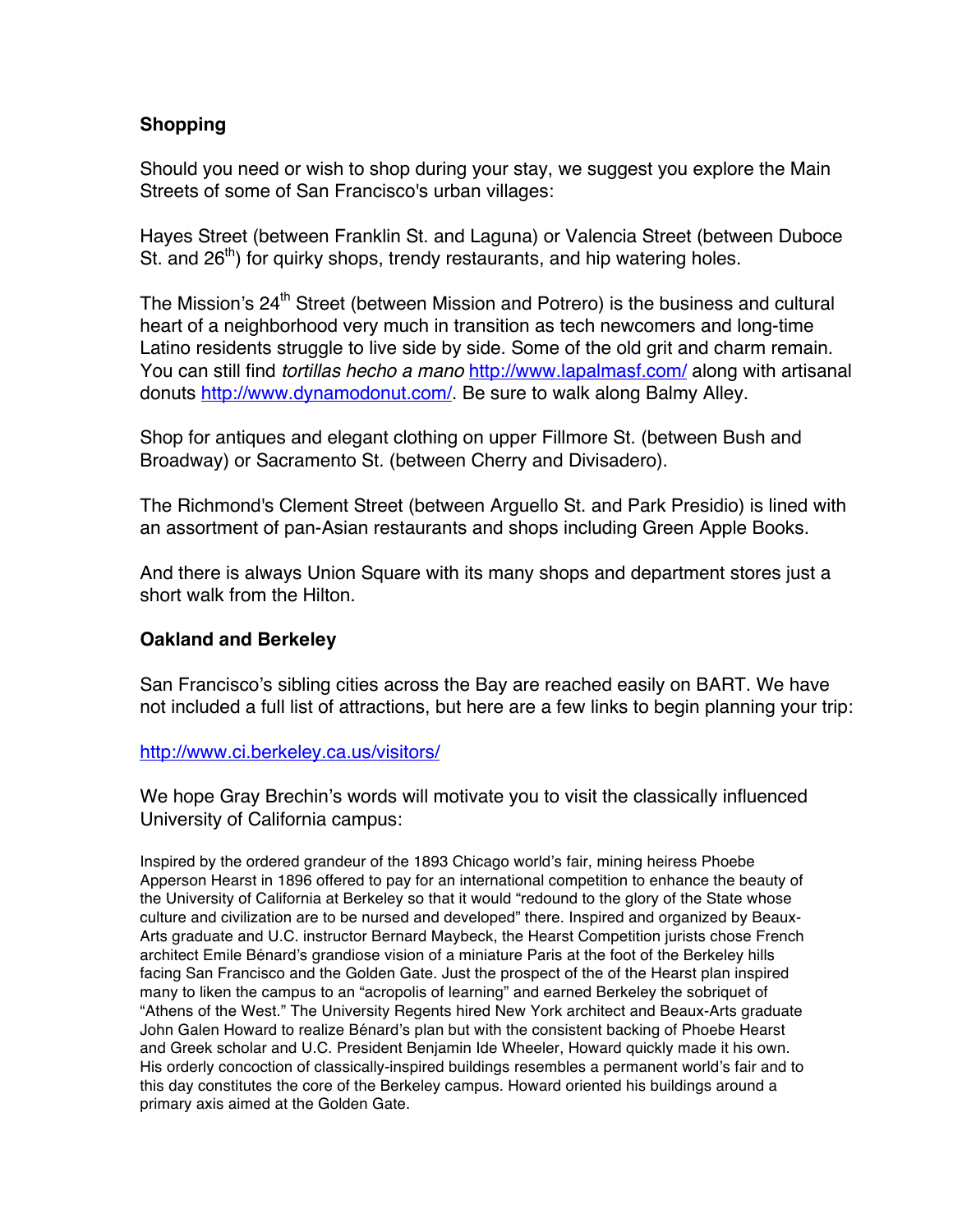## Shopping

Should you need or wish to shop during your stay, we suggest you explore the Main Streets of some of San Francisco's urban villages:

Hayes Street (between Franklin St. and Laguna) or Valencia Street (between Duboce St. and 26th) for quirky shops, trendy restaurants, and hip watering holes.

The Mission's 24th Street (between Mission and Potrero) is the business and cultural heart of a neighborhood very much in transition as tech newcomers and long-time Latino residents struggle to live side by side. Some of the old grit and charm remain. You can still find *tortillas hecho a mano* http://www.lapalmasf.com/ along with artisanal donuts http://www.dynamodonut.com/. Be sure to walk along Balmy Alley.

Shop for antiques and elegant clothing on upper Fillmore St. (between Bush and Broadway) or Sacramento St. (between Cherry and Divisadero).

The Richmond's Clement Street (between Arguello St. and Park Presidio) is lined with an assortment of pan-Asian restaurants and shops including Green Apple Books.

And there is always Union Square with its many shops and department stores just a short walk from the Hilton.

## Oakland and Berkeley

San Francisco's sibling cities across the Bay are reached easily on BART. We have not included a full list of attractions, but here are a few links to begin planning your trip:

http://www.ci.berkeley.ca.us/visitors/

We hope Gray Brechin's words will motivate you to visit the classically influenced University of California campus:

Inspired by the ordered grandeur of the 1893 Chicago world's fair, mining heiress Phoebe Apperson Hearst in 1896 offered to pay for an international competition to enhance the beauty of the University of California at Berkeley so that it would "redound to the glory of the State whose culture and civilization are to be nursed and developed" there. Inspired and organized by Beaux-Arts graduate and U.C. instructor Bernard Maybeck, the Hearst Competition jurists chose French architect Emile Bénard's grandiose vision of a miniature Paris at the foot of the Berkeley hills facing San Francisco and the Golden Gate. Just the prospect of the of the Hearst plan inspired many to liken the campus to an "acropolis of learning" and earned Berkeley the sobriquet of "Athens of the West." The University Regents hired New York architect and Beaux-Arts graduate John Galen Howard to realize Bénard's plan but with the consistent backing of Phoebe Hearst and Greek scholar and U.C. President Benjamin Ide Wheeler, Howard quickly made it his own. His orderly concoction of classically-inspired buildings resembles a permanent world's fair and to this day constitutes the core of the Berkeley campus. Howard oriented his buildings around a primary axis aimed at the Golden Gate.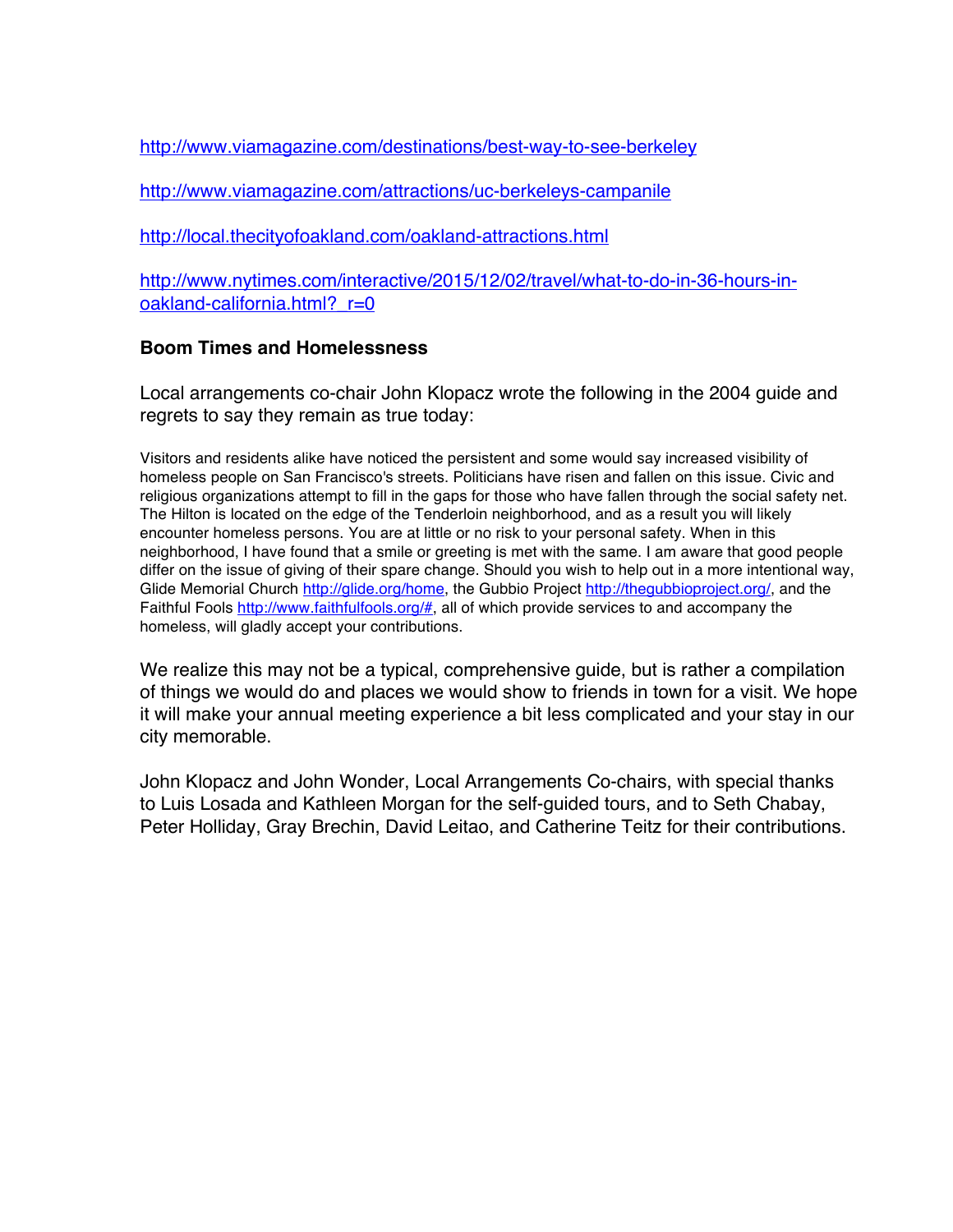http://www.viamagazine.com/destinations/best-way-to-see-berkeley

http://www.viamagazine.com/attractions/uc-berkeleys-campanile

http://local.thecityofoakland.com/oakland-attractions.html

http://www.nytimes.com/interactive/2015/12/02/travel/what-to-do-in-36-hours-in-oakland-california.html?_r=0

**Boom Times and Homelessness**

Local arrangements co-chair John Klopacz wrote the following in the 2004 guide and regrets to say they remain as true today:

Visitors and residents alike have noticed the persistent and some would say increased visibility of homeless people on San Francisco's streets. Politicians have risen and fallen on this issue. Civic and religious organizations attempt to fill in the gaps for those who have fallen through the social safety net. The Hilton is located on the edge of the Tenderloin neighborhood, and as a result you will likely encounter homeless persons. You are at little or no risk to your personal safety. When in this neighborhood, I have found that a smile or greeting is met with the same. I am aware that good people differ on the issue of giving of their spare change. Should you wish to help out in a more intentional way, Glide Memorial Church http://glide.org/home, the Gubbio Project http://thegubbioproject.org/, and the Faithful Fools http://www.faithfulfools.org/#, all of which provide services to and accompany the homeless, will gladly accept your contributions.

We realize this may not be a typical, comprehensive guide, but is rather a compilation of things we would do and places we would show to friends in town for a visit. We hope it will make your annual meeting experience a bit less complicated and your stay in our city memorable.

John Klopacz and John Wonder, Local Arrangements Co-chairs, with special thanks to Luis Losada and Kathleen Morgan for the self-guided tours, and to Seth Chabay, Peter Holliday, Gray Brechin, David Leitao, and Catherine Teitz for their contributions.